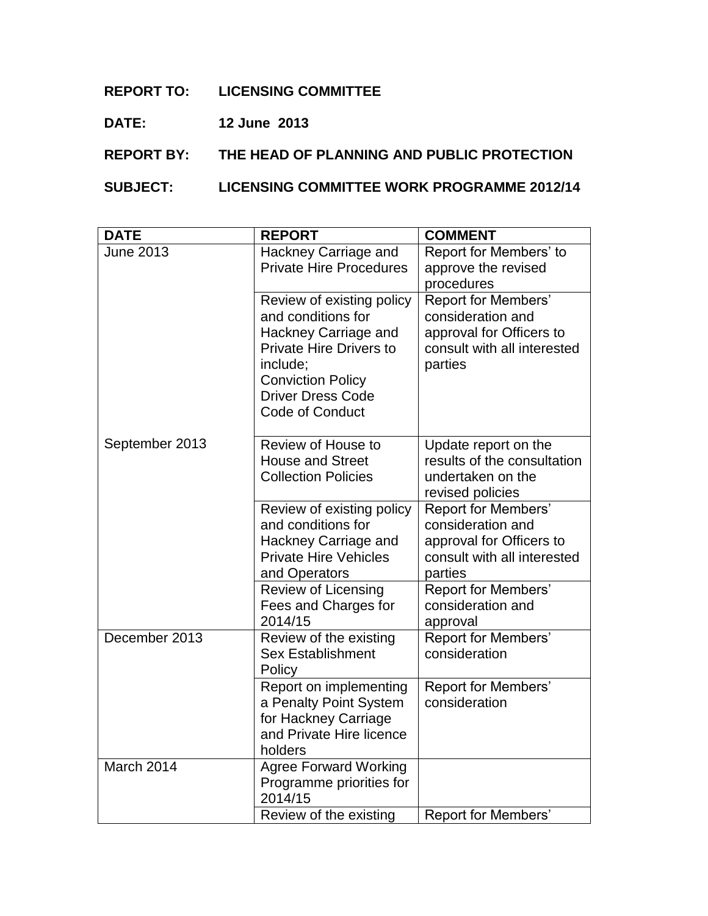**REPORT TO:** LICENSING COMMITTEE

**DATE:** 12 June 2013

**REPORT BY:** THE HEAD OF PLANNING AND PUBLIC PROTECTION

**SUBJECT:** LICENSING COMMITTEE WORK PROGRAMME 2012/14

| DATE | REPORT | COMMENT |
|---|---|---|
| June 2013 | Hackney Carriage and Private Hire Procedures | Report for Members' to approve the revised procedures |
| | Review of existing policy and conditions for Hackney Carriage and Private Hire Drivers to include;<br>Conviction Policy<br>Driver Dress Code<br>Code of Conduct | Report for Members' consideration and approval for Officers to consult with all interested parties |
| September 2013 | Review of House to House and Street Collection Policies | Update report on the results of the consultation undertaken on the revised policies |
| | Review of existing policy and conditions for Hackney Carriage and Private Hire Vehicles and Operators | Report for Members' consideration and approval for Officers to consult with all interested parties |
| | Review of Licensing Fees and Charges for 2014/15 | Report for Members' consideration and approval |
| December 2013 | Review of the existing Sex Establishment Policy | Report for Members' consideration |
| | Report on implementing a Penalty Point System for Hackney Carriage and Private Hire licence holders | Report for Members' consideration |
| March 2014 | Agree Forward Working Programme priorities for 2014/15 | |
| | Review of the existing | Report for Members' |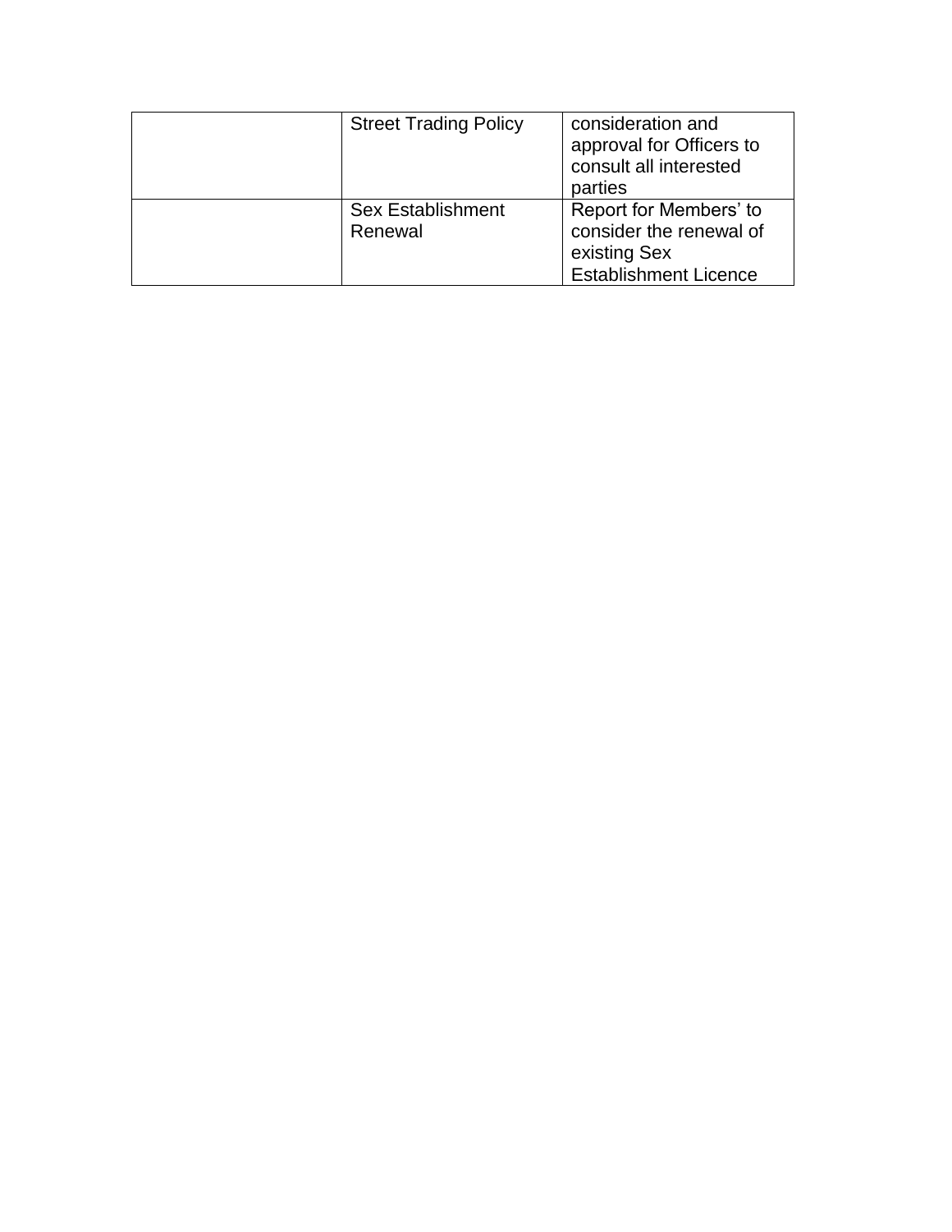| | | |
|---|---|---|
| | Street Trading Policy | consideration and approval for Officers to consult all interested parties |
| | Sex Establishment Renewal | Report for Members' to consider the renewal of existing Sex Establishment Licence |